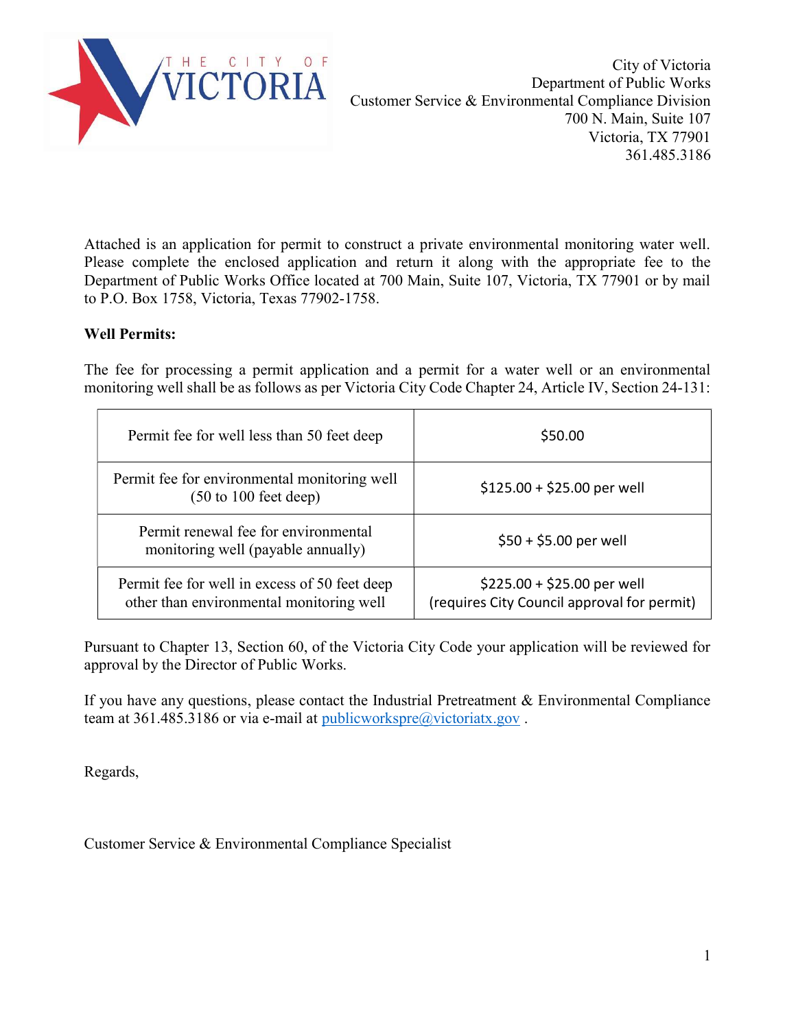THE CITY OF VICTORIA

City of Victoria
Department of Public Works
Customer Service & Environmental Compliance Division
700 N. Main, Suite 107
Victoria, TX 77901
361.485.3186

Attached is an application for permit to construct a private environmental monitoring water well. Please complete the enclosed application and return it along with the appropriate fee to the Department of Public Works Office located at 700 Main, Suite 107, Victoria, TX 77901 or by mail to P.O. Box 1758, Victoria, Texas 77902-1758.

**Well Permits:**

The fee for processing a permit application and a permit for a water well or an environmental monitoring well shall be as follows as per Victoria City Code Chapter 24, Article IV, Section 24-131:

| | |
|---|---|
| Permit fee for well less than 50 feet deep | $50.00 |
| Permit fee for environmental monitoring well (50 to 100 feet deep) | $125.00 + $25.00 per well |
| Permit renewal fee for environmental monitoring well (payable annually) | $50 + $5.00 per well |
| Permit fee for well in excess of 50 feet deep other than environmental monitoring well | $225.00 + $25.00 per well (requires City Council approval for permit) |

Pursuant to Chapter 13, Section 60, of the Victoria City Code your application will be reviewed for approval by the Director of Public Works.

If you have any questions, please contact the Industrial Pretreatment & Environmental Compliance team at 361.485.3186 or via e-mail at publicworkspre@victoriatx.gov .

Regards,

Customer Service & Environmental Compliance Specialist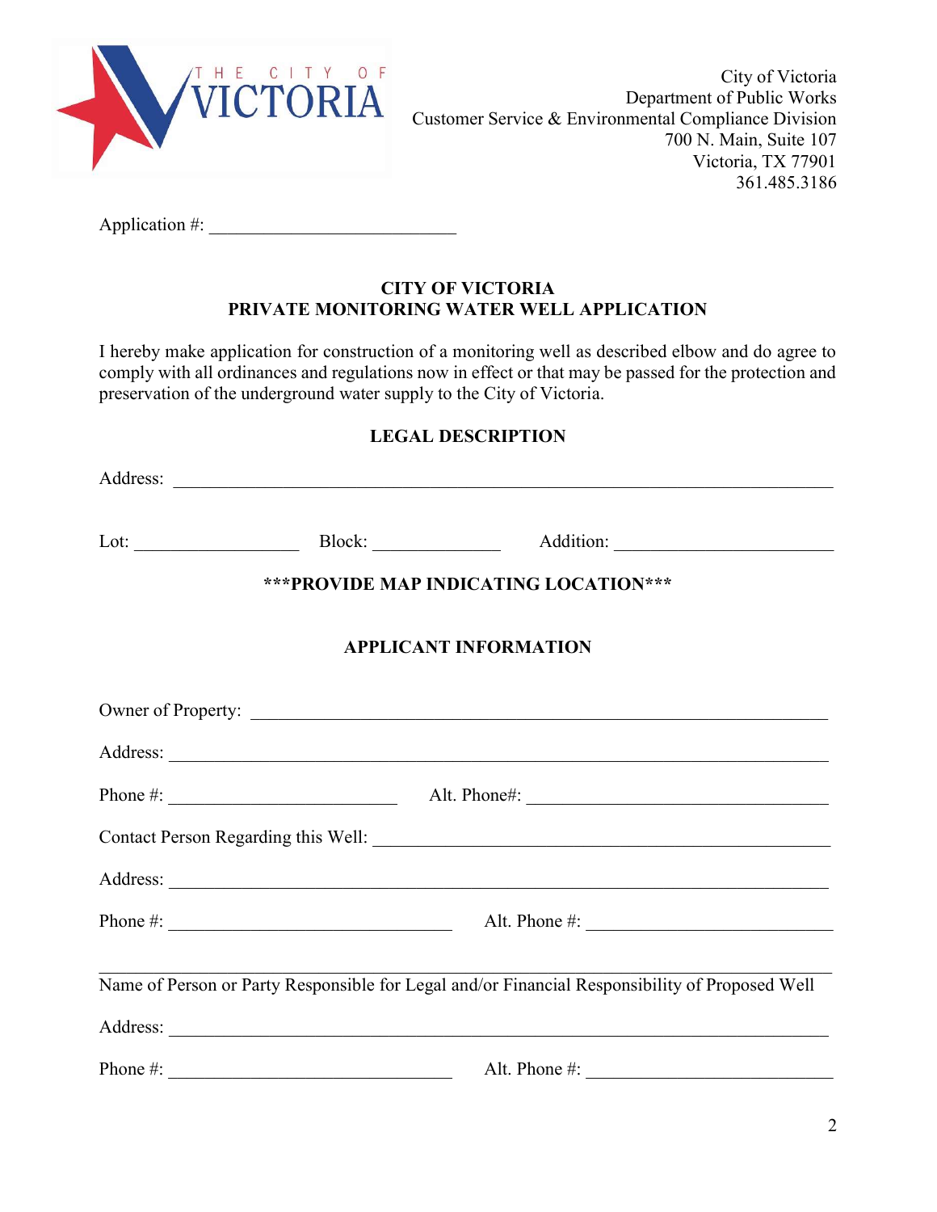City of Victoria
Department of Public Works
Customer Service & Environmental Compliance Division
700 N. Main, Suite 107
Victoria, TX 77901
361.485.3186

Application #: ___________________________

## CITY OF VICTORIA
## PRIVATE MONITORING WATER WELL APPLICATION

I hereby make application for construction of a monitoring well as described elbow and do agree to comply with all ordinances and regulations now in effect or that may be passed for the protection and preservation of the underground water supply to the City of Victoria.

### LEGAL DESCRIPTION

Address: ___________________________________________________________________________

Lot: __________________ Block: ______________ Addition: ______________________

**\*\*\*PROVIDE MAP INDICATING LOCATION\*\*\***

### APPLICANT INFORMATION

Owner of Property: ____________________________________________________________

Address: ___________________________________________________________________________

Phone #: _________________________ Alt. Phone#: _________________________________

Contact Person Regarding this Well: ______________________________________________

Address: ___________________________________________________________________________

Phone #: _______________________________ Alt. Phone #: ___________________________

_____________________________________________________________________________________
Name of Person or Party Responsible for Legal and/or Financial Responsibility of Proposed Well

Address: ___________________________________________________________________________

Phone #: _______________________________ Alt. Phone #: ___________________________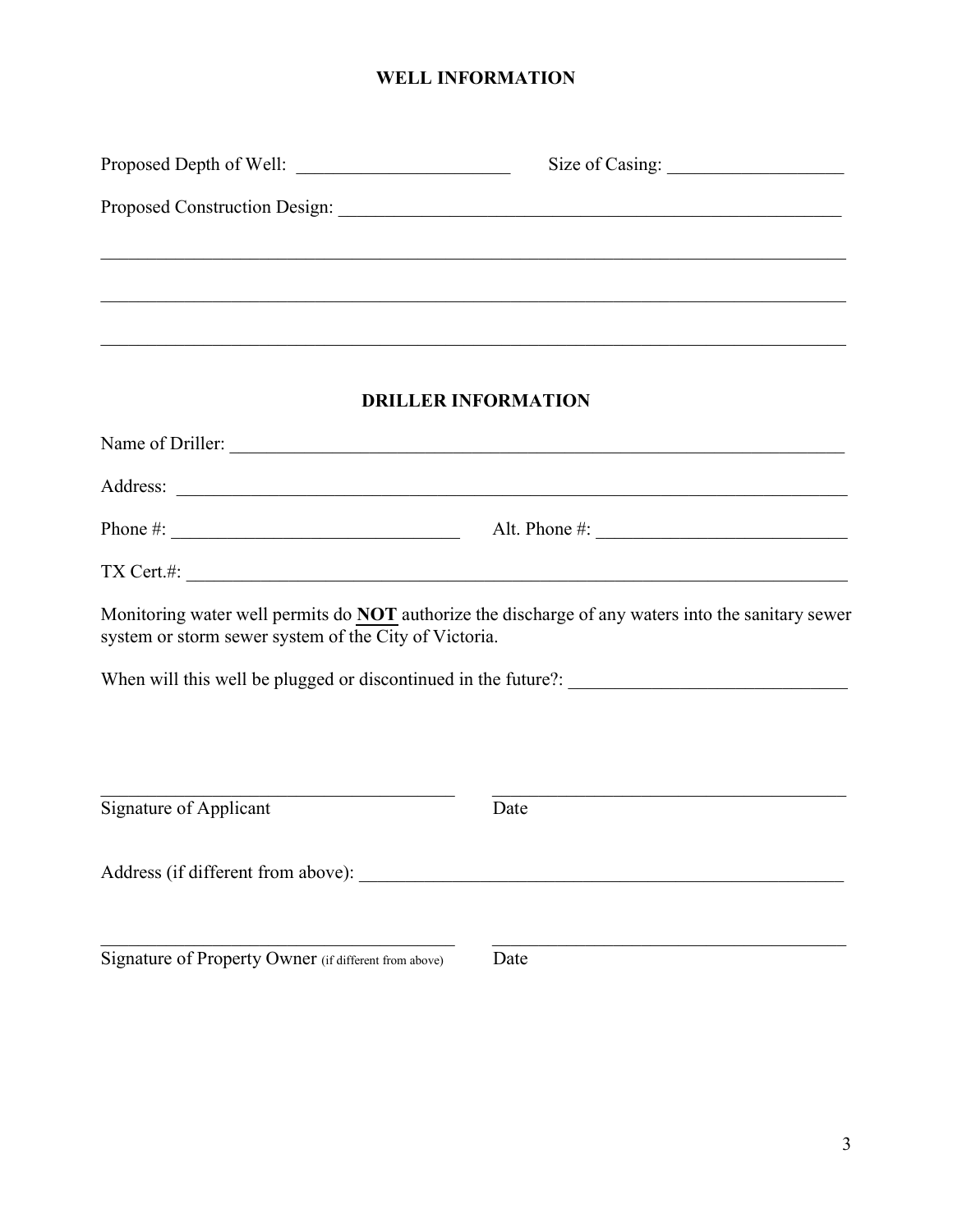## WELL INFORMATION

Proposed Depth of Well: ______________________ Size of Casing: __________________

Proposed Construction Design: ______________________________________________________

_____________________________________________________________________________

_____________________________________________________________________________

_____________________________________________________________________________

## DRILLER INFORMATION

Name of Driler: ______________________________________________________________

Address: ____________________________________________________________________

Phone #: ____________________________ Alt. Phone #: __________________________

TX Cert.#: __________________________________________________________________

Monitoring water well permits do **NOT** authorize the discharge of any waters into the sanitary sewer system or storm sewer system of the City of Victoria.

When will this well be plugged or discontinued in the future?: ____________________________

_____________________________________ _____________________________________

Signature of Applicant Date

Address (if different from above): ___________________________________________________

_____________________________________ _____________________________________

Signature of Property Owner (if different from above) Date